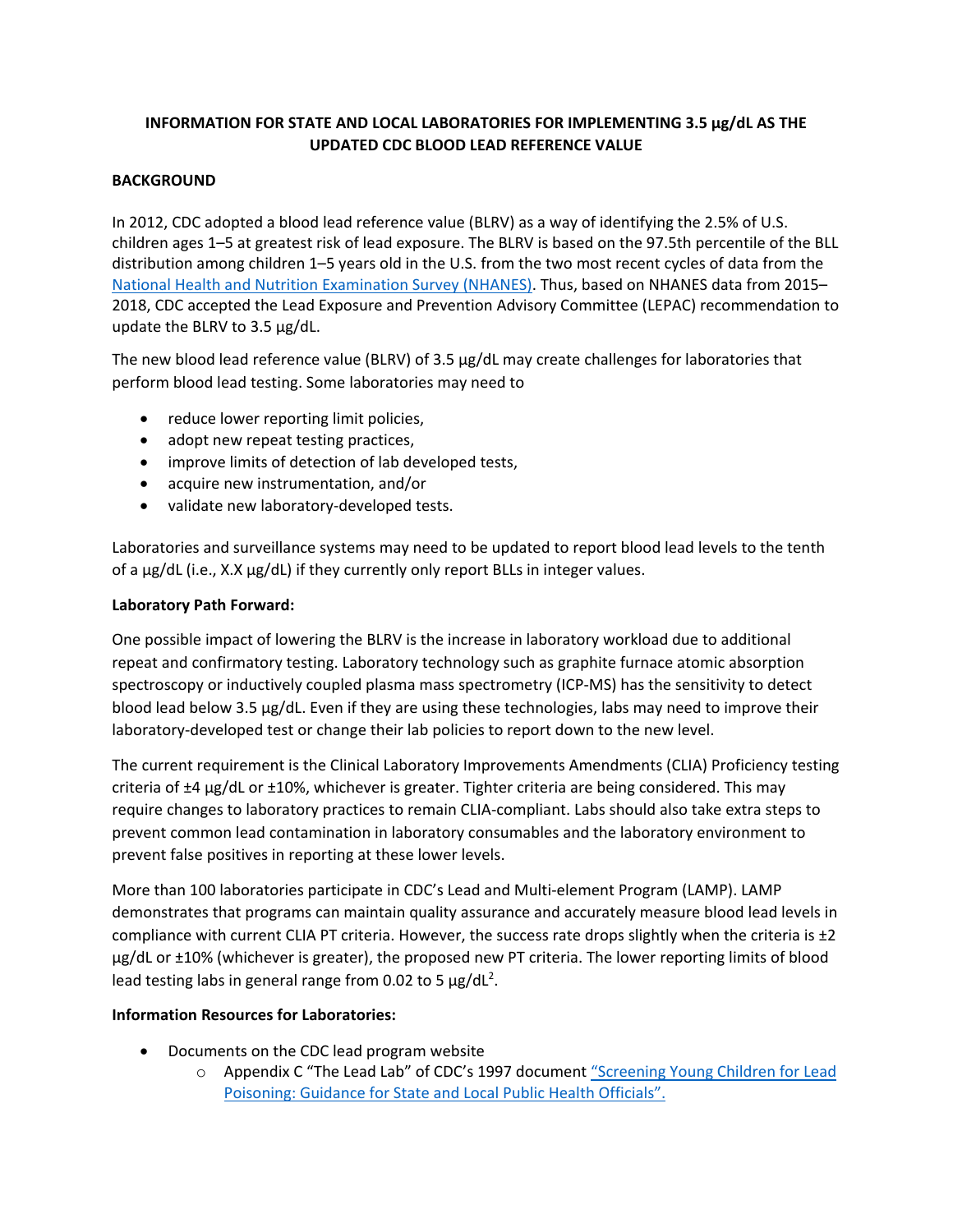# INFORMATION FOR STATE AND LOCAL LABORATORIES FOR IMPLEMENTING 3.5 µg/dL AS THE UPDATED CDC BLOOD LEAD REFERENCE VALUE

## BACKGROUND

In 2012, CDC adopted a blood lead reference value (BLRV) as a way of identifying the 2.5% of U.S. children ages 1–5 at greatest risk of lead exposure. The BLRV is based on the 97.5th percentile of the BLL distribution among children 1–5 years old in the U.S. from the two most recent cycles of data from the [National Health and Nutrition Examination Survey (NHANES)](). Thus, based on NHANES data from 2015–2018, CDC accepted the Lead Exposure and Prevention Advisory Committee (LEPAC) recommendation to update the BLRV to 3.5 µg/dL.

The new blood lead reference value (BLRV) of 3.5 µg/dL may create challenges for laboratories that perform blood lead testing. Some laboratories may need to

- reduce lower reporting limit policies,
- adopt new repeat testing practices,
- improve limits of detection of lab developed tests,
- acquire new instrumentation, and/or
- validate new laboratory-developed tests.

Laboratories and surveillance systems may need to be updated to report blood lead levels to the tenth of a µg/dL (i.e., X.X µg/dL) if they currently only report BLLs in integer values.

**Laboratory Path Forward:**

One possible impact of lowering the BLRV is the increase in laboratory workload due to additional repeat and confirmatory testing. Laboratory technology such as graphite furnace atomic absorption spectroscopy or inductively coupled plasma mass spectrometry (ICP-MS) has the sensitivity to detect blood lead below 3.5 µg/dL. Even if they are using these technologies, labs may need to improve their laboratory-developed test or change their lab policies to report down to the new level.

The current requirement is the Clinical Laboratory Improvements Amendments (CLIA) Proficiency testing criteria of ±4 µg/dL or ±10%, whichever is greater. Tighter criteria are being considered. This may require changes to laboratory practices to remain CLIA-compliant. Labs should also take extra steps to prevent common lead contamination in laboratory consumables and the laboratory environment to prevent false positives in reporting at these lower levels.

More than 100 laboratories participate in CDC's Lead and Multi-element Program (LAMP). LAMP demonstrates that programs can maintain quality assurance and accurately measure blood lead levels in compliance with current CLIA PT criteria. However, the success rate drops slightly when the criteria is ±2 µg/dL or ±10% (whichever is greater), the proposed new PT criteria. The lower reporting limits of blood lead testing labs in general range from 0.02 to 5 µg/dL[2].

**Information Resources for Laboratories:**

- Documents on the CDC lead program website
  - Appendix C "The Lead Lab" of CDC's 1997 document ["Screening Young Children for Lead Poisoning: Guidance for State and Local Public Health Officials".]()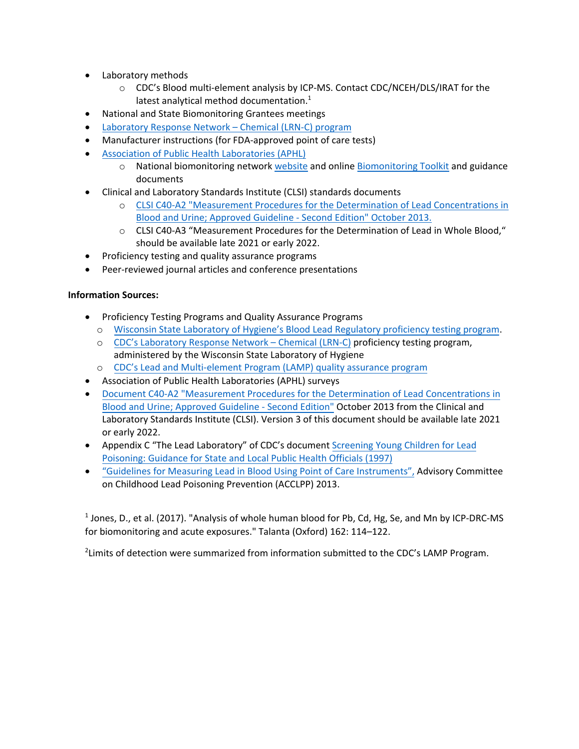- Laboratory methods
  - CDC's Blood multi-element analysis by ICP-MS. Contact CDC/NCEH/DLS/IRAT for the latest analytical method documentation.[1]
- National and State Biomonitoring Grantees meetings
- Laboratory Response Network – Chemical (LRN-C) program
- Manufacturer instructions (for FDA-approved point of care tests)
- Association of Public Health Laboratories (APHL)
  - National biomonitoring network website and online Biomonitoring Toolkit and guidance documents
- Clinical and Laboratory Standards Institute (CLSI) standards documents
  - CLSI C40-A2 "Measurement Procedures for the Determination of Lead Concentrations in Blood and Urine; Approved Guideline - Second Edition" October 2013.
  - CLSI C40-A3 "Measurement Procedures for the Determination of Lead in Whole Blood," should be available late 2021 or early 2022.
- Proficiency testing and quality assurance programs
- Peer-reviewed journal articles and conference presentations

**Information Sources:**

- Proficiency Testing Programs and Quality Assurance Programs
  - Wisconsin State Laboratory of Hygiene's Blood Lead Regulatory proficiency testing program.
  - CDC's Laboratory Response Network – Chemical (LRN-C) proficiency testing program, administered by the Wisconsin State Laboratory of Hygiene
  - CDC's Lead and Multi-element Program (LAMP) quality assurance program
- Association of Public Health Laboratories (APHL) surveys
- Document C40-A2 "Measurement Procedures for the Determination of Lead Concentrations in Blood and Urine; Approved Guideline - Second Edition" October 2013 from the Clinical and Laboratory Standards Institute (CLSI). Version 3 of this document should be available late 2021 or early 2022.
- Appendix C "The Lead Laboratory" of CDC's document Screening Young Children for Lead Poisoning: Guidance for State and Local Public Health Officials (1997)
- "Guidelines for Measuring Lead in Blood Using Point of Care Instruments", Advisory Committee on Childhood Lead Poisoning Prevention (ACCLPP) 2013.

[1] Jones, D., et al. (2017). "Analysis of whole human blood for Pb, Cd, Hg, Se, and Mn by ICP-DRC-MS for biomonitoring and acute exposures." Talanta (Oxford) 162: 114–122.

[2] Limits of detection were summarized from information submitted to the CDC's LAMP Program.